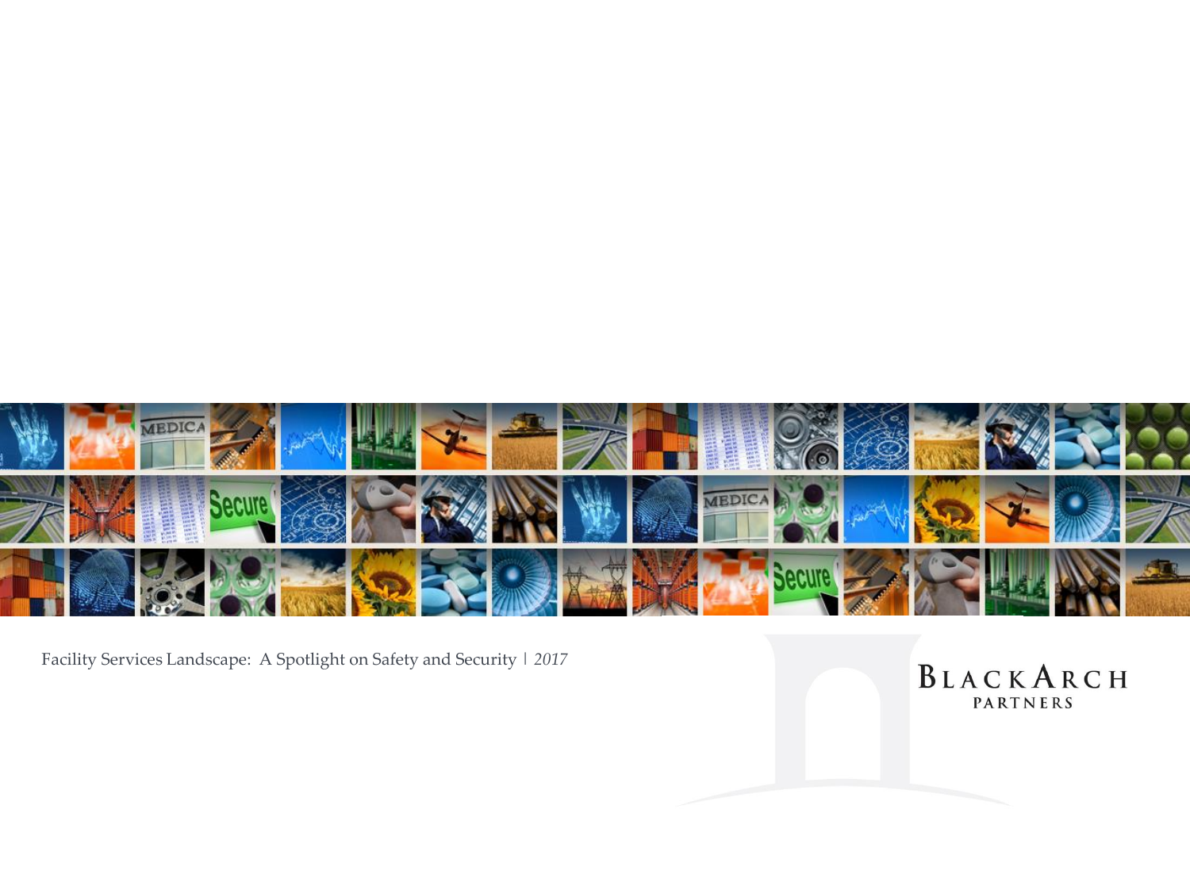Facility Services Landscape: A Spotlight on Safety and Security | *2017*

BLACKARCH PARTNERS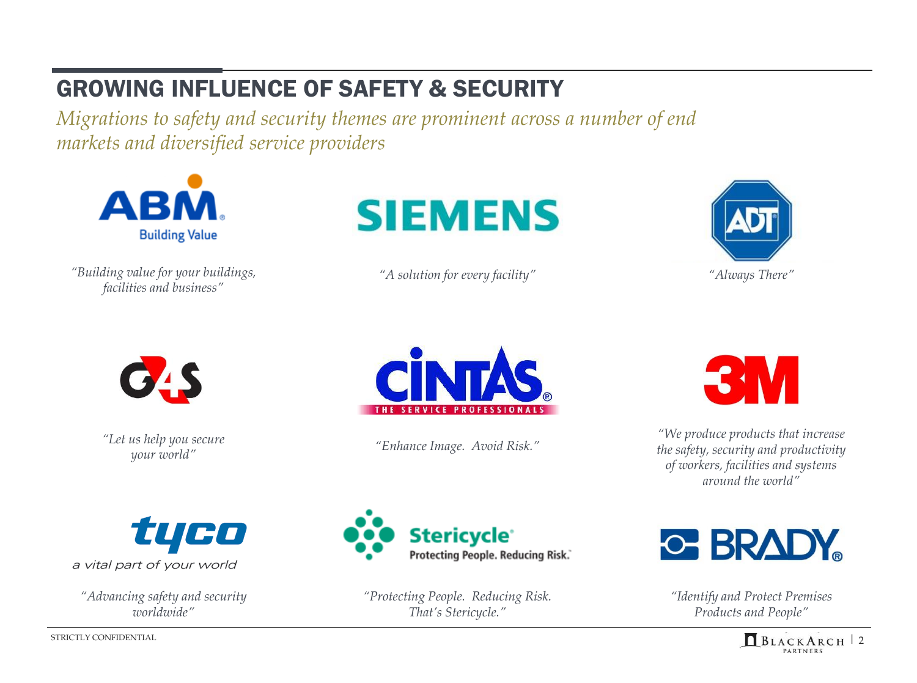# GROWING INFLUENCE OF SAFETY & SECURITY

*Migrations to safety and security themes are prominent across a number of end markets and diversified service providers*

**ABM** — Building Value

*"Building value for your buildings, facilities and business"*

**SIEMENS**

*"A solution for every facility"*

**ADT**

*"Always There"*

**G4S**

*"Let us help you secure your world"*

**CINTAS** — THE SERVICE PROFESSIONALS

*"Enhance Image. Avoid Risk."*

**3M**

*"We produce products that increase the safety, security and productivity of workers, facilities and systems around the world"*

**tyco** — a vital part of your world

*"Advancing safety and security worldwide"*

**Stericycle** — Protecting People. Reducing Risk.

*"Protecting People. Reducing Risk. That's Stericycle."*

**BRADY**

*"Identify and Protect Premises Products and People"*

STRICTLY CONFIDENTIAL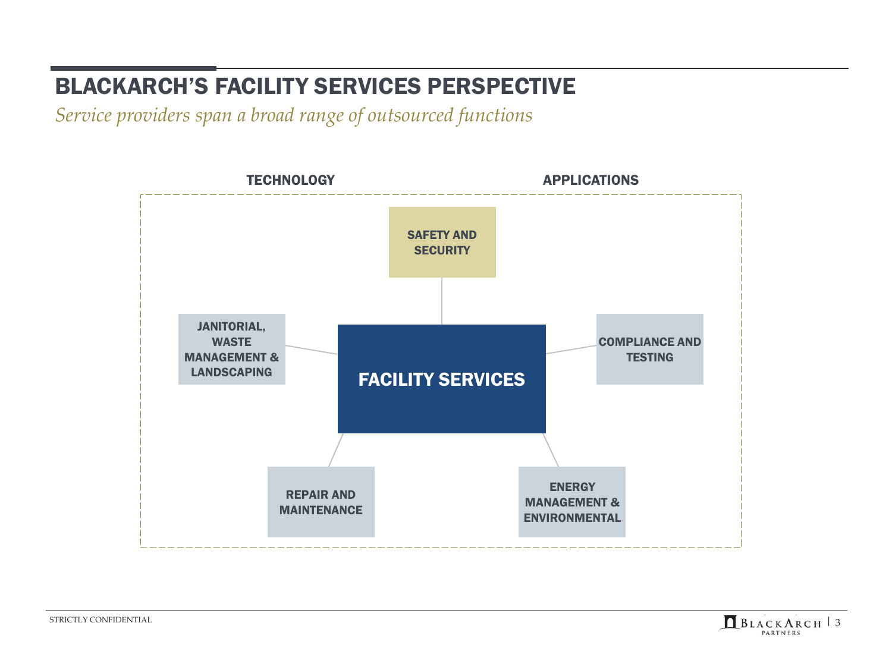# BLACKARCH'S FACILITY SERVICES PERSPECTIVE

*Service providers span a broad range of outsourced functions*

**TECHNOLOGY**

**APPLICATIONS**

**FACILITY SERVICES**

- **SAFETY AND SECURITY**
- **JANITORIAL, WASTE MANAGEMENT & LANDSCAPING**
- **COMPLIANCE AND TESTING**
- **REPAIR AND MAINTENANCE**
- **ENERGY MANAGEMENT & ENVIRONMENTAL**

STRICTLY CONFIDENTIAL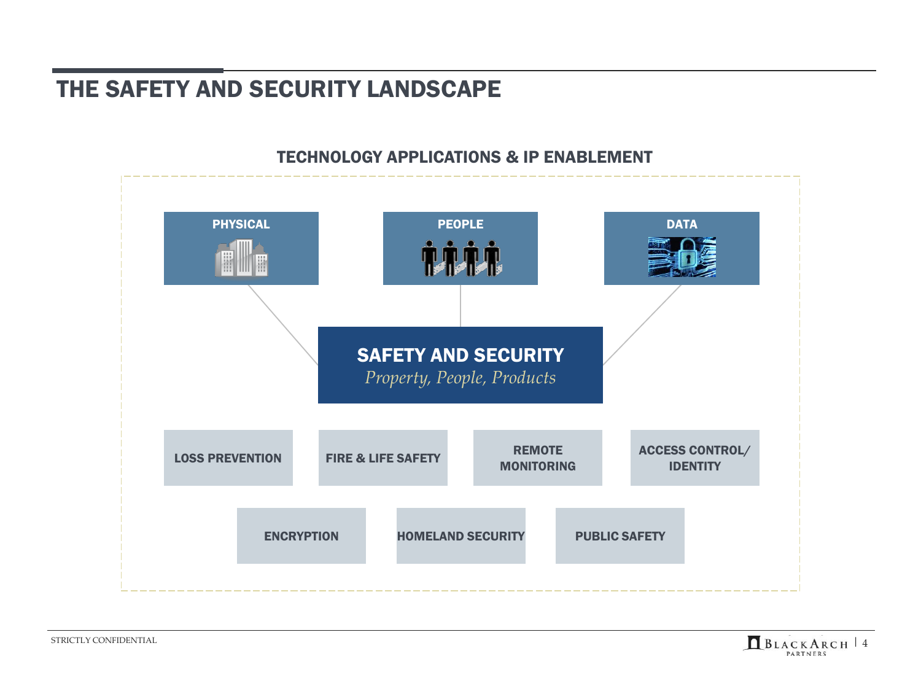# THE SAFETY AND SECURITY LANDSCAPE

## TECHNOLOGY APPLICATIONS & IP ENABLEMENT

**PHYSICAL**

**PEOPLE**

**DATA**

**SAFETY AND SECURITY**

*Property, People, Products*

- LOSS PREVENTION
- FIRE & LIFE SAFETY
- REMOTE MONITORING
- ACCESS CONTROL/ IDENTITY
- ENCRYPTION
- HOMELAND SECURITY
- PUBLIC SAFETY

STRICTLY CONFIDENTIAL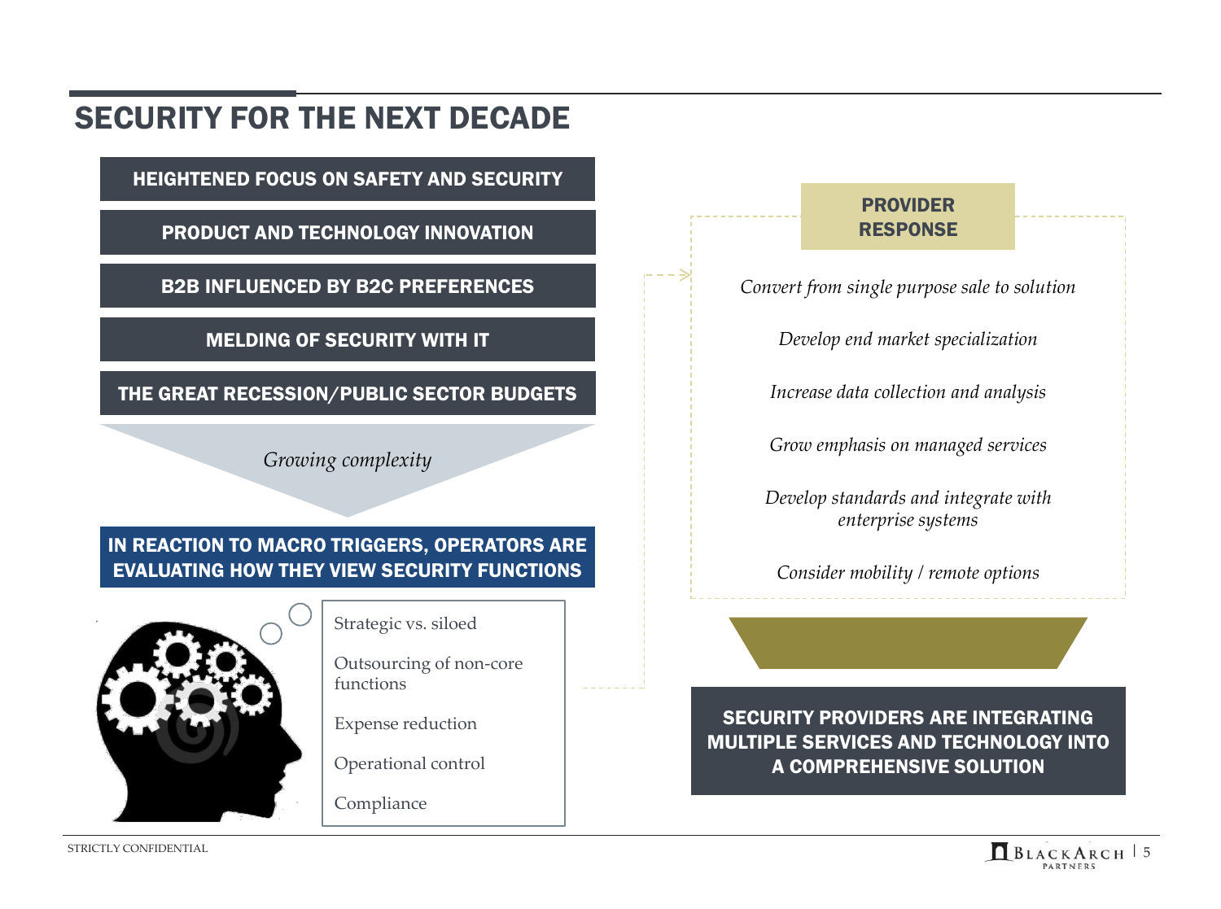# SECURITY FOR THE NEXT DECADE

**HEIGHTENED FOCUS ON SAFETY AND SECURITY**

**PRODUCT AND TECHNOLOGY INNOVATION**

**B2B INFLUENCED BY B2C PREFERENCES**

**MELDING OF SECURITY WITH IT**

**THE GREAT RECESSION/PUBLIC SECTOR BUDGETS**

*Growing complexity*

**IN REACTION TO MACRO TRIGGERS, OPERATORS ARE EVALUATING HOW THEY VIEW SECURITY FUNCTIONS**

- Strategic vs. siloed
- Outsourcing of non-core functions
- Expense reduction
- Operational control
- Compliance

**PROVIDER RESPONSE**

- *Convert from single purpose sale to solution*
- *Develop end market specialization*
- *Increase data collection and analysis*
- *Grow emphasis on managed services*
- *Develop standards and integrate with enterprise systems*
- *Consider mobility / remote options*

**SECURITY PROVIDERS ARE INTEGRATING MULTIPLE SERVICES AND TECHNOLOGY INTO A COMPREHENSIVE SOLUTION**

STRICTLY CONFIDENTIAL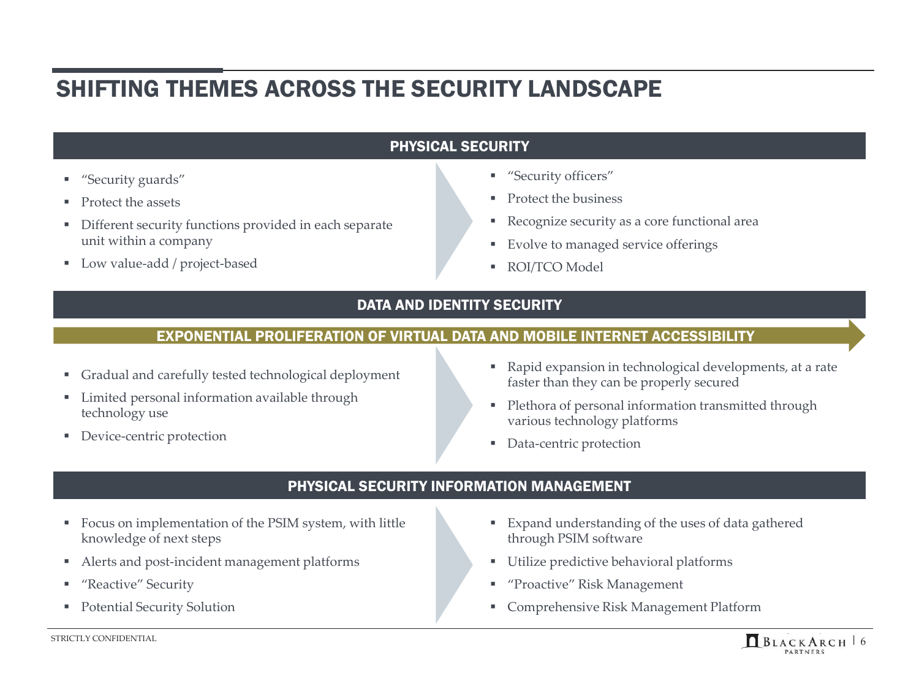# SHIFTING THEMES ACROSS THE SECURITY LANDSCAPE

## PHYSICAL SECURITY

- "Security guards"
- Protect the assets
- Different security functions provided in each separate unit within a company
- Low value-add / project-based

- "Security officers"
- Protect the business
- Recognize security as a core functional area
- Evolve to managed service offerings
- ROI/TCO Model

## DATA AND IDENTITY SECURITY

**EXPONENTIAL PROLIFERATION OF VIRTUAL DATA AND MOBILE INTERNET ACCESSIBILITY**

- Gradual and carefully tested technological deployment
- Limited personal information available through technology use
- Device-centric protection

- Rapid expansion in technological developments, at a rate faster than they can be properly secured
- Plethora of personal information transmitted through various technology platforms
- Data-centric protection

## PHYSICAL SECURITY INFORMATION MANAGEMENT

- Focus on implementation of the PSIM system, with little knowledge of next steps
- Alerts and post-incident management platforms
- "Reactive" Security
- Potential Security Solution

- Expand understanding of the uses of data gathered through PSIM software
- Utilize predictive behavioral platforms
- "Proactive" Risk Management
- Comprehensive Risk Management Platform

STRICTLY CONFIDENTIAL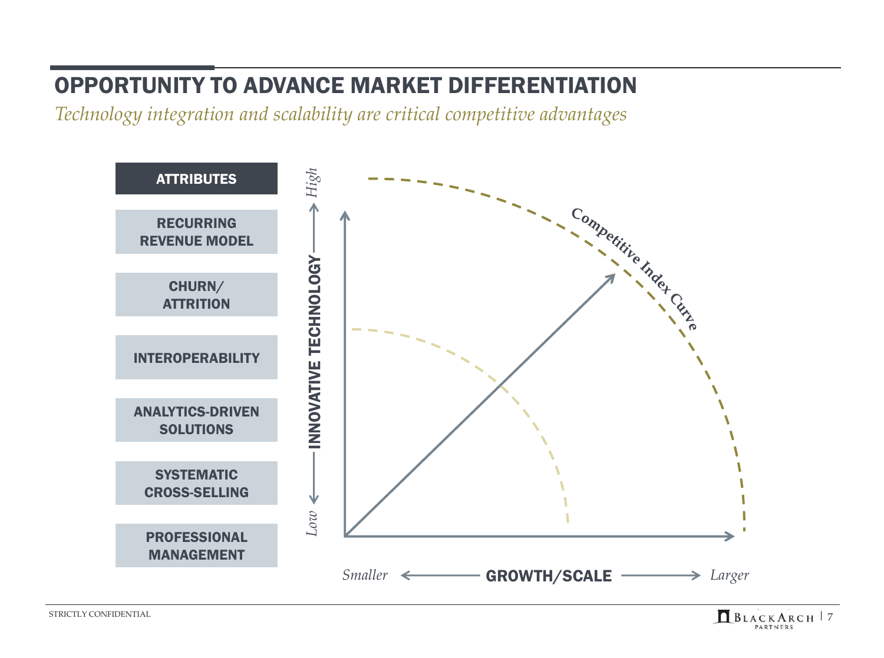# OPPORTUNITY TO ADVANCE MARKET DIFFERENTIATION

*Technology integration and scalability are critical competitive advantages*

**ATTRIBUTES**

- RECURRING REVENUE MODEL
- CHURN/ ATTRITION
- INTEROPERABILITY
- ANALYTICS-DRIVEN SOLUTIONS
- SYSTEMATIC CROSS-SELLING
- PROFESSIONAL MANAGEMENT

*Low* ← **INNOVATIVE TECHNOLOGY** → *High*

Competitive Index Curve

*Smaller* ← **GROWTH/SCALE** → *Larger*

STRICTLY CONFIDENTIAL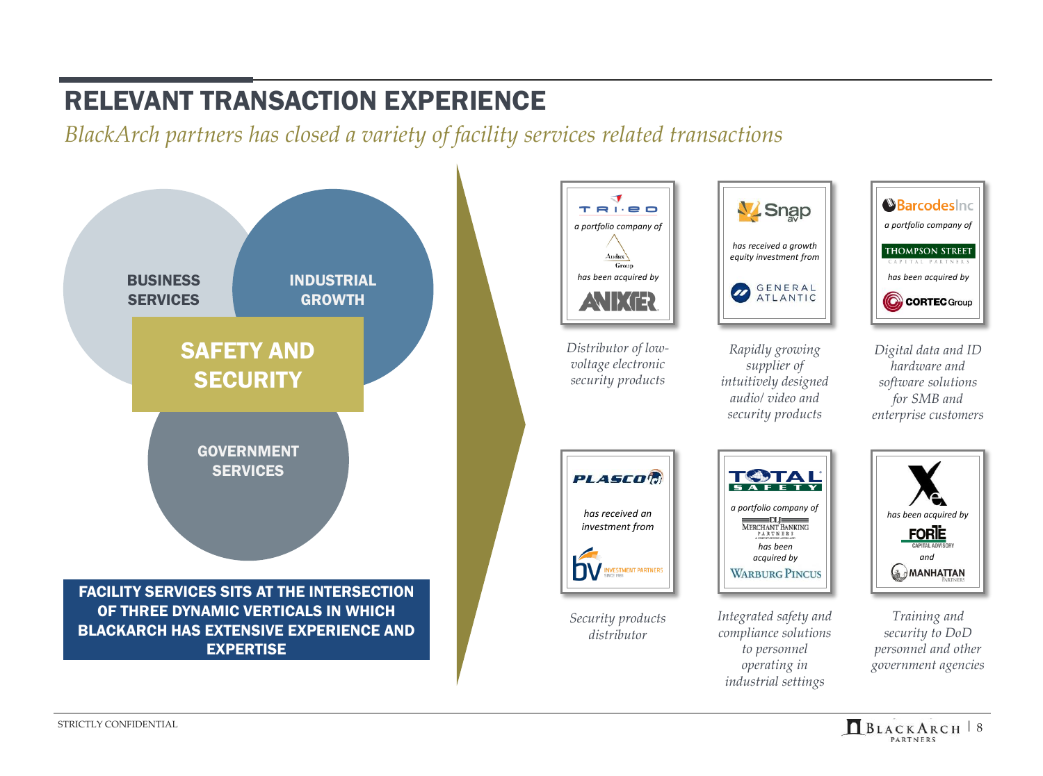# RELEVANT TRANSACTION EXPERIENCE

*BlackArch partners has closed a variety of facility services related transactions*

BUSINESS SERVICES

INDUSTRIAL GROWTH

SAFETY AND SECURITY

GOVERNMENT SERVICES

**FACILITY SERVICES SITS AT THE INTERSECTION OF THREE DYNAMIC VERTICALS IN WHICH BLACKARCH HAS EXTENSIVE EXPERIENCE AND EXPERTISE**

TRI-ED *a portfolio company of* Audax Group *has been acquired by* ANIXTER

*Distributor of low-voltage electronic security products*

Snap av *has received a growth equity investment from* GENERAL ATLANTIC

*Rapidly growing supplier of intuitively designed audio/ video and security products*

BarcodesInc *a portfolio company of* THOMPSON STREET CAPITAL PARTNERS *has been acquired by* CORTEC Group

*Digital data and ID hardware and software solutions for SMB and enterprise customers*

PLASCO *has received an investment from* bv INVESTMENT PARTNERS

*Security products distributor*

TOTAL SAFETY *a portfolio company of* DLJ MERCHANT BANKING PARTNERS *has been acquired by* WARBURG PINCUS

*Integrated safety and compliance solutions to personnel operating in industrial settings*

X *has been acquired by* FORTE CAPITAL ADVISORY *and* MANHATTAN PARTNERS

*Training and security to DoD personnel and other government agencies*

STRICTLY CONFIDENTIAL